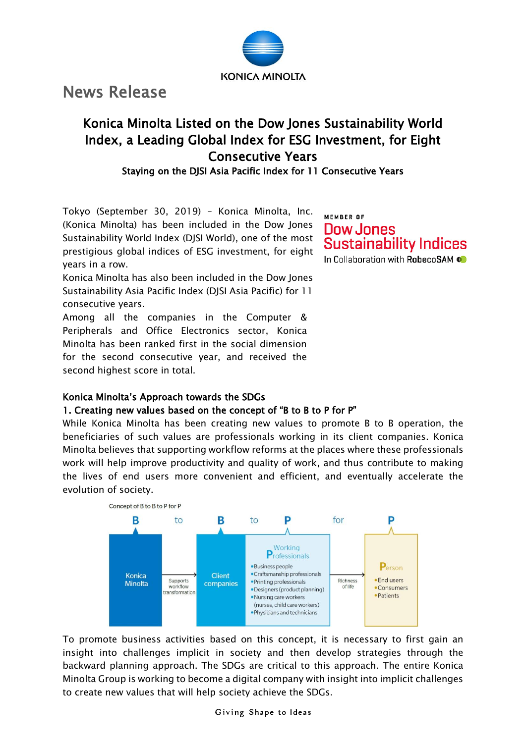KONICA MINOLTA

# News Release

## Konica Minolta Listed on the Dow Jones Sustainability World Index, a Leading Global Index for ESG Investment, for Eight Consecutive Years

**Staying on the DJSI Asia Pacific Index for 11 Consecutive Years**

MEMBER OF
Dow Jones
Sustainability Indices
In Collaboration with RobecoSAM

Tokyo (September 30, 2019) – Konica Minolta, Inc. (Konica Minolta) has been included in the Dow Jones Sustainability World Index (DJSI World), one of the most prestigious global indices of ESG investment, for eight years in a row.

Konica Minolta has also been included in the Dow Jones Sustainability Asia Pacific Index (DJSI Asia Pacific) for 11 consecutive years.

Among all the companies in the Computer & Peripherals and Office Electronics sector, Konica Minolta has been ranked first in the social dimension for the second consecutive year, and received the second highest score in total.

### Konica Minolta's Approach towards the SDGs

**1. Creating new values based on the concept of "B to B to P for P"**

While Konica Minolta has been creating new values to promote B to B operation, the beneficiaries of such values are professionals working in its client companies. Konica Minolta believes that supporting workflow reforms at the places where these professionals work will help improve productivity and quality of work, and thus contribute to making the lives of end users more convenient and efficient, and eventually accelerate the evolution of society.

Concept of B to B to P for P

| B | to | B | to | P | for | P |
|---|---|---|---|---|---|---|
| Konica Minolta | Supports workflow transformation | Client companies | | Working Professionals<br>•Business people<br>•Craftsmanship professionals<br>•Printing professionals<br>•Designers (product planning)<br>•Nursing care workers (nurses, child care workers)<br>•Physicians and technicians | Richness of life | Person<br>•End users<br>•Consumers<br>•Patients |

To promote business activities based on this concept, it is necessary to first gain an insight into challenges implicit in society and then develop strategies through the backward planning approach. The SDGs are critical to this approach. The entire Konica Minolta Group is working to become a digital company with insight into implicit challenges to create new values that will help society achieve the SDGs.

Giving Shape to Ideas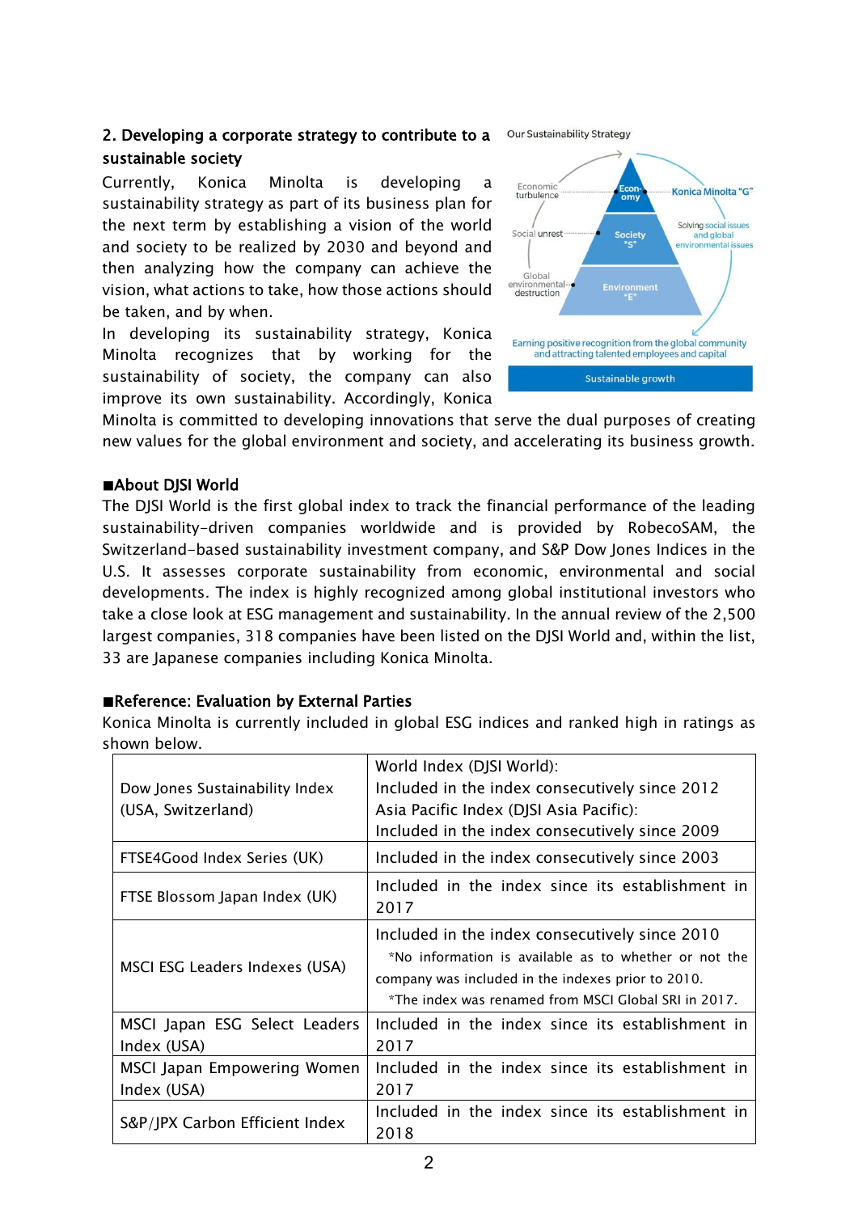## 2. Developing a corporate strategy to contribute to a sustainable society

Currently, Konica Minolta is developing a sustainability strategy as part of its business plan for the next term by establishing a vision of the world and society to be realized by 2030 and beyond and then analyzing how the company can achieve the vision, what actions to take, how those actions should be taken, and by when.

In developing its sustainability strategy, Konica Minolta recognizes that by working for the sustainability of society, the company can also improve its own sustainability. Accordingly, Konica Minolta is committed to developing innovations that serve the dual purposes of creating new values for the global environment and society, and accelerating its business growth.

Our Sustainability Strategy

Economic turbulence — Economy — Konica Minolta "G"

Social unrest — Society "S" — Solving social issues and global environmental issues

Global environmental destruction — Environment "E"

Earning positive recognition from the global community and attracting talented employees and capital

Sustainable growth

### ■About DJSI World

The DJSI World is the first global index to track the financial performance of the leading sustainability-driven companies worldwide and is provided by RobecoSAM, the Switzerland-based sustainability investment company, and S&P Dow Jones Indices in the U.S. It assesses corporate sustainability from economic, environmental and social developments. The index is highly recognized among global institutional investors who take a close look at ESG management and sustainability. In the annual review of the 2,500 largest companies, 318 companies have been listed on the DJSI World and, within the list, 33 are Japanese companies including Konica Minolta.

### ■Reference: Evaluation by External Parties

Konica Minolta is currently included in global ESG indices and ranked high in ratings as shown below.

| Index | Status |
|---|---|
| Dow Jones Sustainability Index (USA, Switzerland) | World Index (DJSI World):<br>Included in the index consecutively since 2012<br>Asia Pacific Index (DJSI Asia Pacific):<br>Included in the index consecutively since 2009 |
| FTSE4Good Index Series (UK) | Included in the index consecutively since 2003 |
| FTSE Blossom Japan Index (UK) | Included in the index since its establishment in 2017 |
| MSCI ESG Leaders Indexes (USA) | Included in the index consecutively since 2010<br>*No information is available as to whether or not the company was included in the indexes prior to 2010.<br>*The index was renamed from MSCI Global SRI in 2017. |
| MSCI Japan ESG Select Leaders Index (USA) | Included in the index since its establishment in 2017 |
| MSCI Japan Empowering Women Index (USA) | Included in the index since its establishment in 2017 |
| S&P/JPX Carbon Efficient Index | Included in the index since its establishment in 2018 |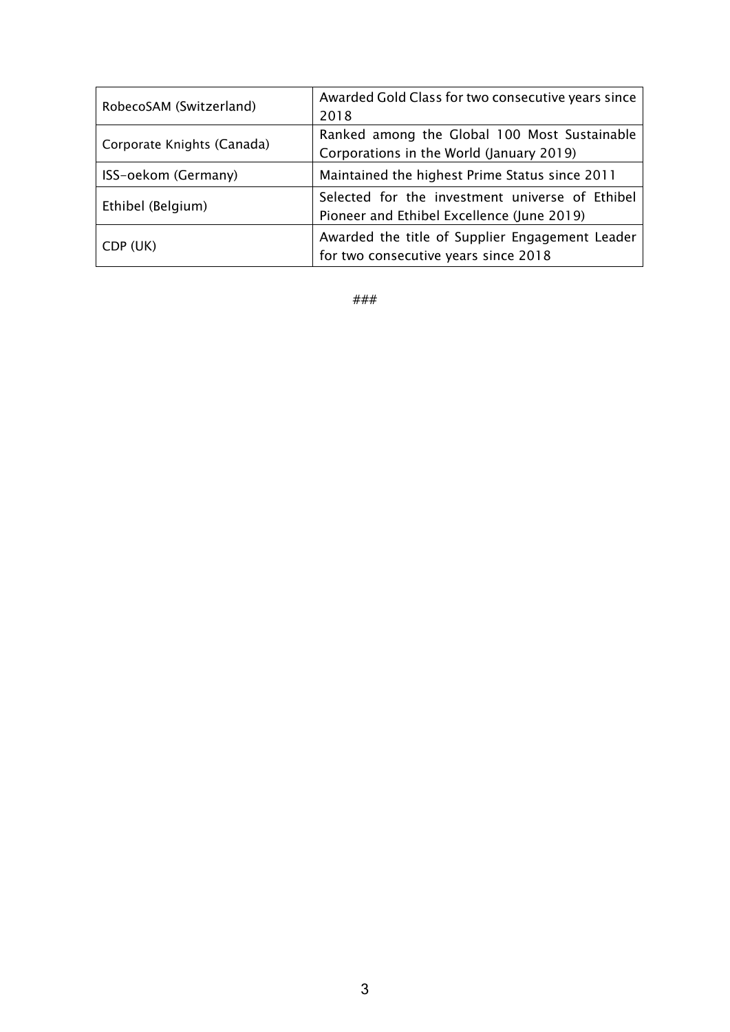| | |
|---|---|
| RobecoSAM (Switzerland) | Awarded Gold Class for two consecutive years since 2018 |
| Corporate Knights (Canada) | Ranked among the Global 100 Most Sustainable Corporations in the World (January 2019) |
| ISS-oekom (Germany) | Maintained the highest Prime Status since 2011 |
| Ethibel (Belgium) | Selected for the investment universe of Ethibel Pioneer and Ethibel Excellence (June 2019) |
| CDP (UK) | Awarded the title of Supplier Engagement Leader for two consecutive years since 2018 |

###